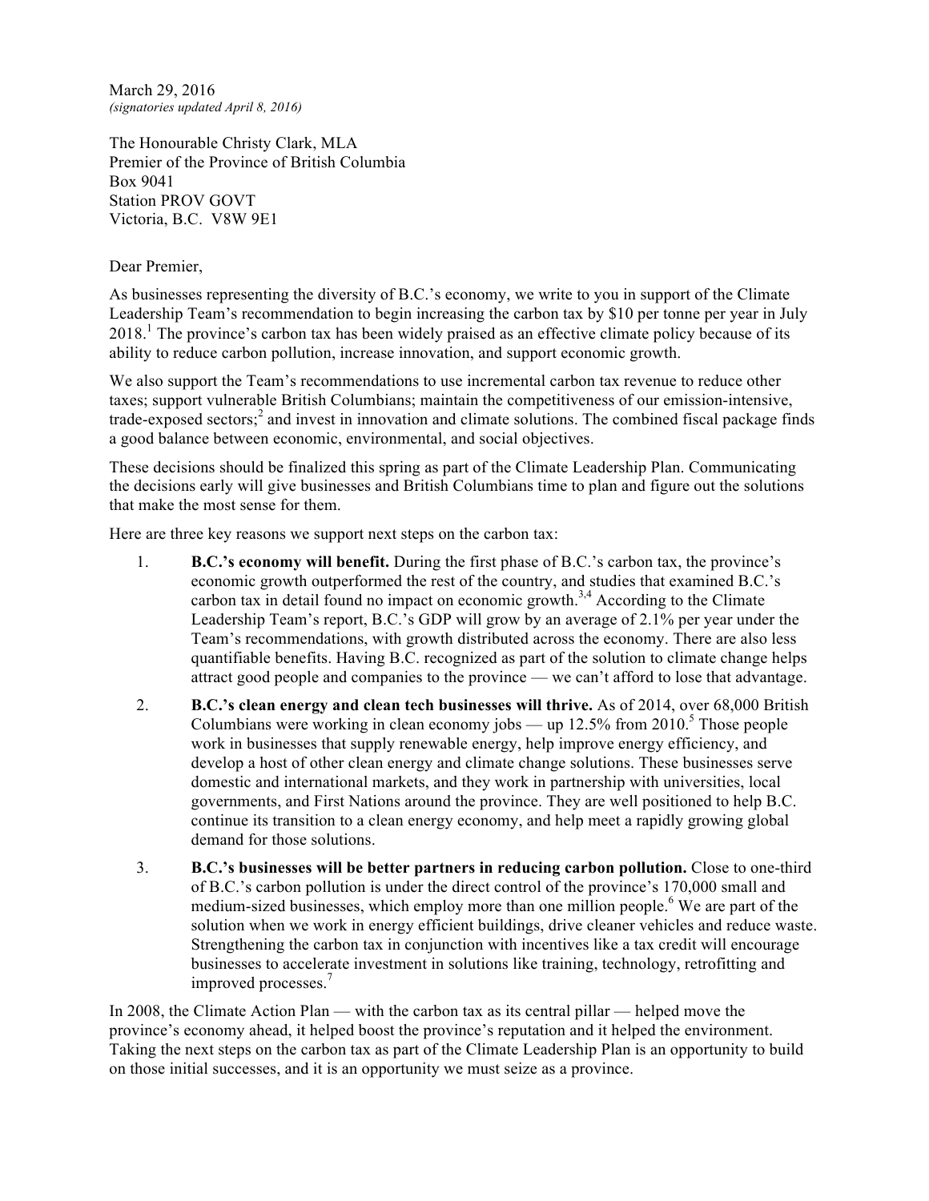March 29, 2016
*(signatories updated April 8, 2016)*

The Honourable Christy Clark, MLA
Premier of the Province of British Columbia
Box 9041
Station PROV GOVT
Victoria, B.C. V8W 9E1

Dear Premier,

As businesses representing the diversity of B.C.'s economy, we write to you in support of the Climate Leadership Team's recommendation to begin increasing the carbon tax by $10 per tonne per year in July 2018.[1] The province's carbon tax has been widely praised as an effective climate policy because of its ability to reduce carbon pollution, increase innovation, and support economic growth.

We also support the Team's recommendations to use incremental carbon tax revenue to reduce other taxes; support vulnerable British Columbians; maintain the competitiveness of our emission-intensive, trade-exposed sectors;[2] and invest in innovation and climate solutions. The combined fiscal package finds a good balance between economic, environmental, and social objectives.

These decisions should be finalized this spring as part of the Climate Leadership Plan. Communicating the decisions early will give businesses and British Columbians time to plan and figure out the solutions that make the most sense for them.

Here are three key reasons we support next steps on the carbon tax:

1. **B.C.'s economy will benefit.** During the first phase of B.C.'s carbon tax, the province's economic growth outperformed the rest of the country, and studies that examined B.C.'s carbon tax in detail found no impact on economic growth.[3,4] According to the Climate Leadership Team's report, B.C.'s GDP will grow by an average of 2.1% per year under the Team's recommendations, with growth distributed across the economy. There are also less quantifiable benefits. Having B.C. recognized as part of the solution to climate change helps attract good people and companies to the province — we can't afford to lose that advantage.

2. **B.C.'s clean energy and clean tech businesses will thrive.** As of 2014, over 68,000 British Columbians were working in clean economy jobs — up 12.5% from 2010.[5] Those people work in businesses that supply renewable energy, help improve energy efficiency, and develop a host of other clean energy and climate change solutions. These businesses serve domestic and international markets, and they work in partnership with universities, local governments, and First Nations around the province. They are well positioned to help B.C. continue its transition to a clean energy economy, and help meet a rapidly growing global demand for those solutions.

3. **B.C.'s businesses will be better partners in reducing carbon pollution.** Close to one-third of B.C.'s carbon pollution is under the direct control of the province's 170,000 small and medium-sized businesses, which employ more than one million people.[6] We are part of the solution when we work in energy efficient buildings, drive cleaner vehicles and reduce waste. Strengthening the carbon tax in conjunction with incentives like a tax credit will encourage businesses to accelerate investment in solutions like training, technology, retrofitting and improved processes.[7]

In 2008, the Climate Action Plan — with the carbon tax as its central pillar — helped move the province's economy ahead, it helped boost the province's reputation and it helped the environment. Taking the next steps on the carbon tax as part of the Climate Leadership Plan is an opportunity to build on those initial successes, and it is an opportunity we must seize as a province.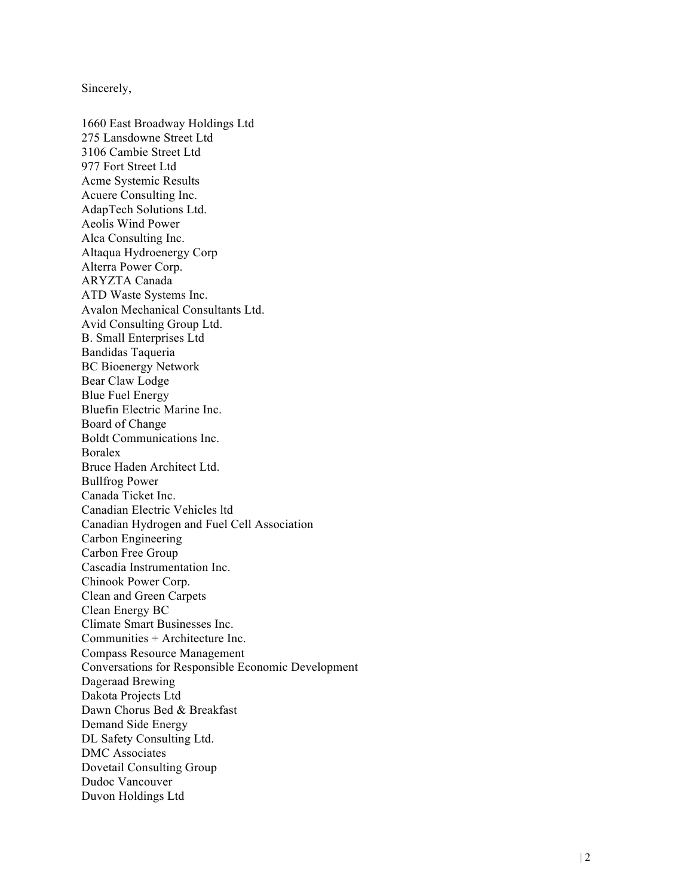Sincerely,

1660 East Broadway Holdings Ltd
275 Lansdowne Street Ltd
3106 Cambie Street Ltd
977 Fort Street Ltd
Acme Systemic Results
Acuere Consulting Inc.
AdapTech Solutions Ltd.
Aeolis Wind Power
Alca Consulting Inc.
Altaqua Hydroenergy Corp
Alterra Power Corp.
ARYZTA Canada
ATD Waste Systems Inc.
Avalon Mechanical Consultants Ltd.
Avid Consulting Group Ltd.
B. Small Enterprises Ltd
Bandidas Taqueria
BC Bioenergy Network
Bear Claw Lodge
Blue Fuel Energy
Bluefin Electric Marine Inc.
Board of Change
Boldt Communications Inc.
Boralex
Bruce Haden Architect Ltd.
Bullfrog Power
Canada Ticket Inc.
Canadian Electric Vehicles ltd
Canadian Hydrogen and Fuel Cell Association
Carbon Engineering
Carbon Free Group
Cascadia Instrumentation Inc.
Chinook Power Corp.
Clean and Green Carpets
Clean Energy BC
Climate Smart Businesses Inc.
Communities + Architecture Inc.
Compass Resource Management
Conversations for Responsible Economic Development
Dageraad Brewing
Dakota Projects Ltd
Dawn Chorus Bed & Breakfast
Demand Side Energy
DL Safety Consulting Ltd.
DMC Associates
Dovetail Consulting Group
Dudoc Vancouver
Duvon Holdings Ltd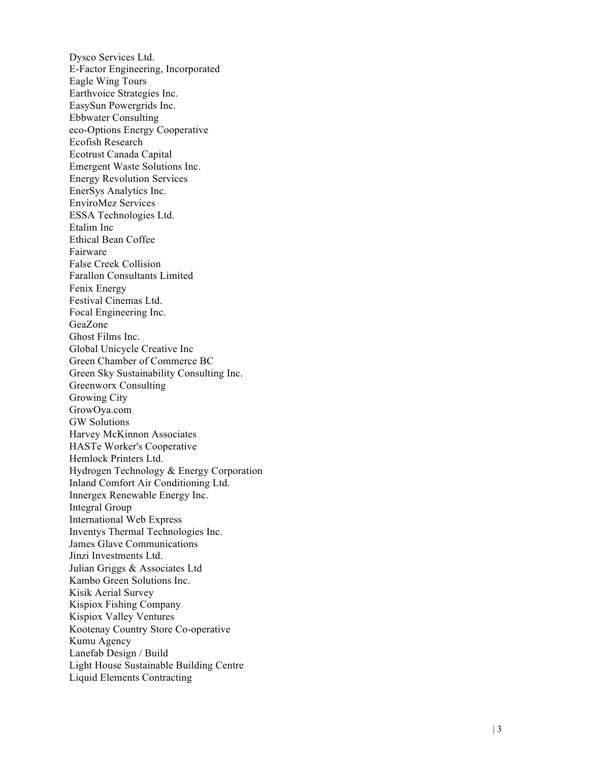Dysco Services Ltd.
E-Factor Engineering, Incorporated
Eagle Wing Tours
Earthvoice Strategies Inc.
EasySun Powergrids Inc.
Ebbwater Consulting
eco-Options Energy Cooperative
Ecofish Research
Ecotrust Canada Capital
Emergent Waste Solutions Inc.
Energy Revolution Services
EnerSys Analytics Inc.
EnviroMez Services
ESSA Technologies Ltd.
Etalim Inc
Ethical Bean Coffee
Fairware
False Creek Collision
Farallon Consultants Limited
Fenix Energy
Festival Cinemas Ltd.
Focal Engineering Inc.
GeaZone
Ghost Films Inc.
Global Unicycle Creative Inc
Green Chamber of Commerce BC
Green Sky Sustainability Consulting Inc.
Greenworx Consulting
Growing City
GrowOya.com
GW Solutions
Harvey McKinnon Associates
HASTe Worker's Cooperative
Hemlock Printers Ltd.
Hydrogen Technology & Energy Corporation
Inland Comfort Air Conditioning Ltd.
Innergex Renewable Energy Inc.
Integral Group
International Web Express
Inventys Thermal Technologies Inc.
James Glave Communications
Jinzi Investments Ltd.
Julian Griggs & Associates Ltd
Kambo Green Solutions Inc.
Kisik Aerial Survey
Kispiox Fishing Company
Kispiox Valley Ventures
Kootenay Country Store Co-operative
Kumu Agency
Lanefab Design / Build
Light House Sustainable Building Centre
Liquid Elements Contracting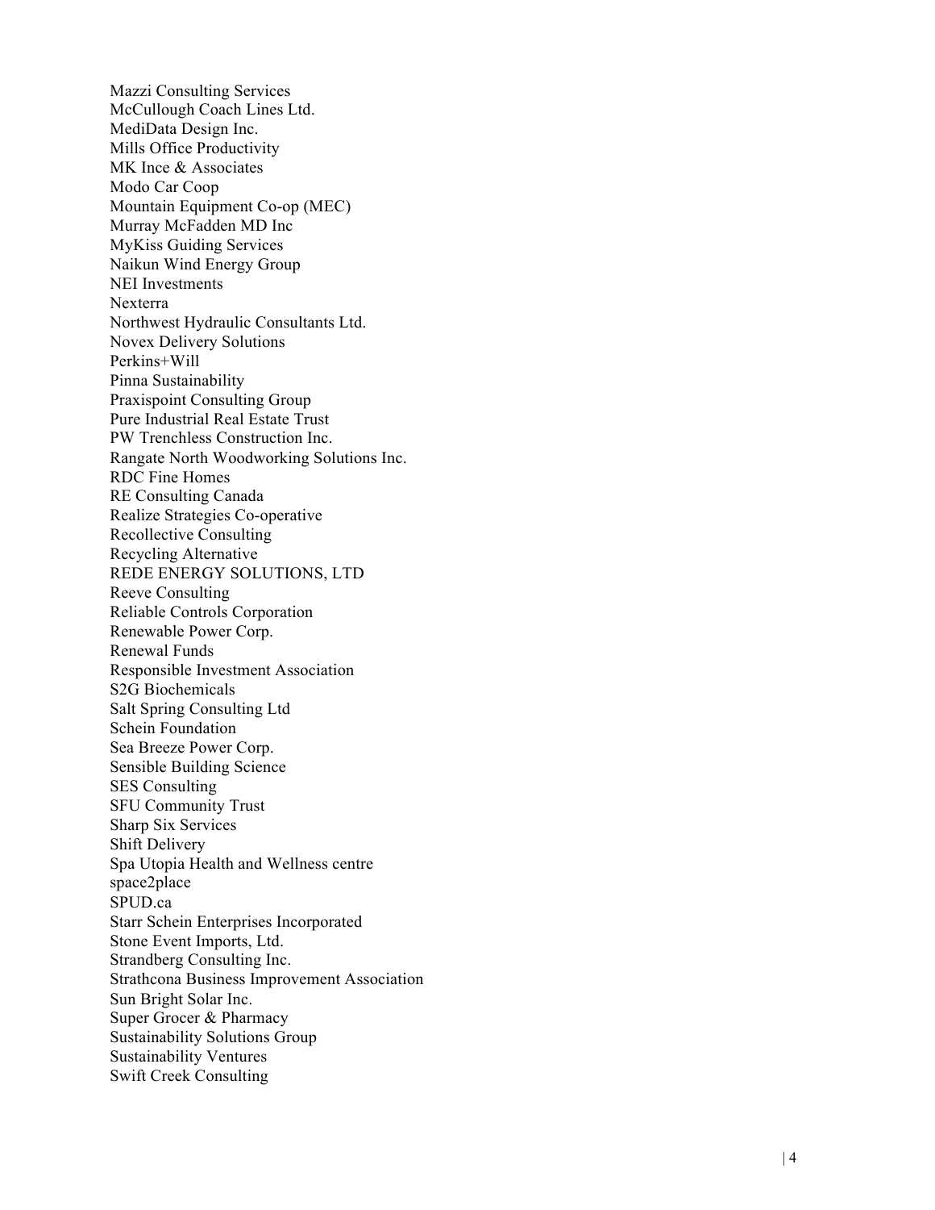Mazzi Consulting Services
McCullough Coach Lines Ltd.
MediData Design Inc.
Mills Office Productivity
MK Ince & Associates
Modo Car Coop
Mountain Equipment Co-op (MEC)
Murray McFadden MD Inc
MyKiss Guiding Services
Naikun Wind Energy Group
NEI Investments
Nexterra
Northwest Hydraulic Consultants Ltd.
Novex Delivery Solutions
Perkins+Will
Pinna Sustainability
Praxispoint Consulting Group
Pure Industrial Real Estate Trust
PW Trenchless Construction Inc.
Rangate North Woodworking Solutions Inc.
RDC Fine Homes
RE Consulting Canada
Realize Strategies Co-operative
Recollective Consulting
Recycling Alternative
REDE ENERGY SOLUTIONS, LTD
Reeve Consulting
Reliable Controls Corporation
Renewable Power Corp.
Renewal Funds
Responsible Investment Association
S2G Biochemicals
Salt Spring Consulting Ltd
Schein Foundation
Sea Breeze Power Corp.
Sensible Building Science
SES Consulting
SFU Community Trust
Sharp Six Services
Shift Delivery
Spa Utopia Health and Wellness centre
space2place
SPUD.ca
Starr Schein Enterprises Incorporated
Stone Event Imports, Ltd.
Strandberg Consulting Inc.
Strathcona Business Improvement Association
Sun Bright Solar Inc.
Super Grocer & Pharmacy
Sustainability Solutions Group
Sustainability Ventures
Swift Creek Consulting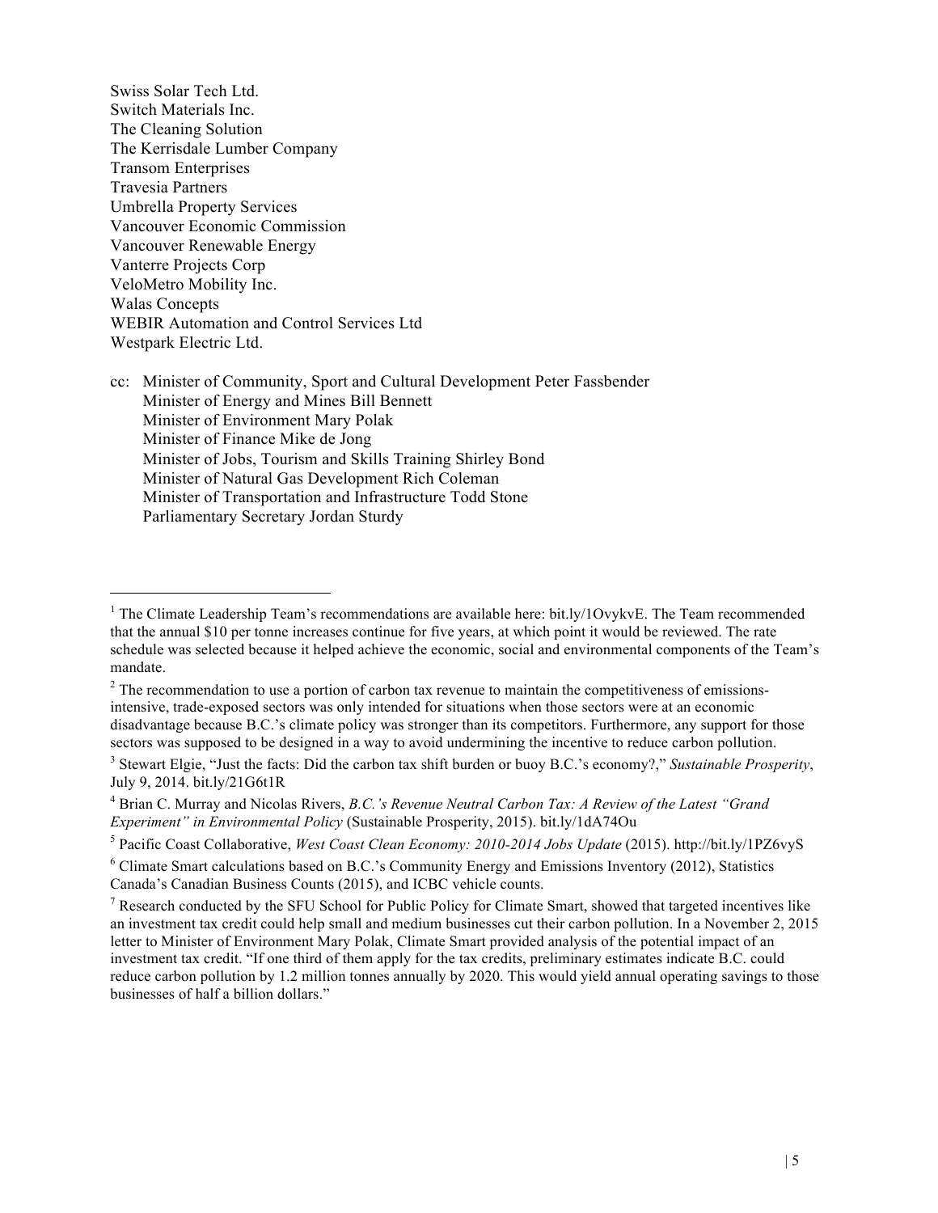Swiss Solar Tech Ltd.
Switch Materials Inc.
The Cleaning Solution
The Kerrisdale Lumber Company
Transom Enterprises
Travesia Partners
Umbrella Property Services
Vancouver Economic Commission
Vancouver Renewable Energy
Vanterre Projects Corp
VeloMetro Mobility Inc.
Walas Concepts
WEBIR Automation and Control Services Ltd
Westpark Electric Ltd.

cc: Minister of Community, Sport and Cultural Development Peter Fassbender
Minister of Energy and Mines Bill Bennett
Minister of Environment Mary Polak
Minister of Finance Mike de Jong
Minister of Jobs, Tourism and Skills Training Shirley Bond
Minister of Natural Gas Development Rich Coleman
Minister of Transportation and Infrastructure Todd Stone
Parliamentary Secretary Jordan Sturdy

---

[1] The Climate Leadership Team's recommendations are available here: bit.ly/1OvykvE. The Team recommended that the annual $10 per tonne increases continue for five years, at which point it would be reviewed. The rate schedule was selected because it helped achieve the economic, social and environmental components of the Team's mandate.

[2] The recommendation to use a portion of carbon tax revenue to maintain the competitiveness of emissions-intensive, trade-exposed sectors was only intended for situations when those sectors were at an economic disadvantage because B.C.'s climate policy was stronger than its competitors. Furthermore, any support for those sectors was supposed to be designed in a way to avoid undermining the incentive to reduce carbon pollution.

[3] Stewart Elgie, "Just the facts: Did the carbon tax shift burden or buoy B.C.'s economy?," *Sustainable Prosperity*, July 9, 2014. bit.ly/21G6t1R

[4] Brian C. Murray and Nicolas Rivers, *B.C.'s Revenue Neutral Carbon Tax: A Review of the Latest "Grand Experiment" in Environmental Policy* (Sustainable Prosperity, 2015). bit.ly/1dA74Ou

[5] Pacific Coast Collaborative, *West Coast Clean Economy: 2010-2014 Jobs Update* (2015). http://bit.ly/1PZ6vyS

[6] Climate Smart calculations based on B.C.'s Community Energy and Emissions Inventory (2012), Statistics Canada's Canadian Business Counts (2015), and ICBC vehicle counts.

[7] Research conducted by the SFU School for Public Policy for Climate Smart, showed that targeted incentives like an investment tax credit could help small and medium businesses cut their carbon pollution. In a November 2, 2015 letter to Minister of Environment Mary Polak, Climate Smart provided analysis of the potential impact of an investment tax credit. "If one third of them apply for the tax credits, preliminary estimates indicate B.C. could reduce carbon pollution by 1.2 million tonnes annually by 2020. This would yield annual operating savings to those businesses of half a billion dollars."